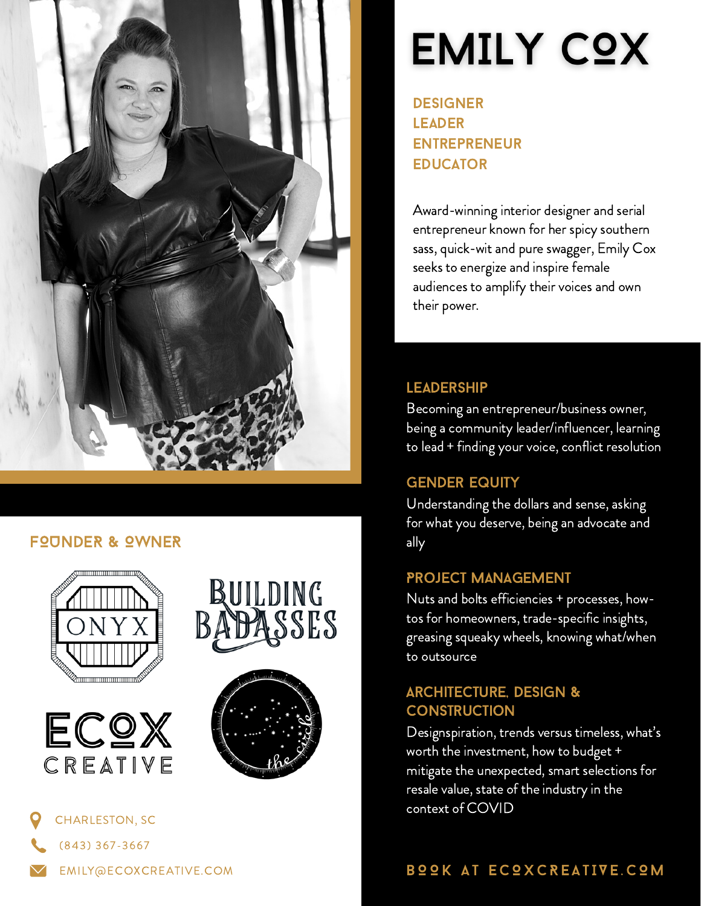# EMILY COX

**DESIGNER**
**LEADER**
**ENTREPRENEUR**
**EDUCATOR**

Award-winning interior designer and serial entrepreneur known for her spicy southern sass, quick-wit and pure swagger, Emily Cox seeks to energize and inspire female audiences to amplify their voices and own their power.

## LEADERSHIP

Becoming an entrepreneur/business owner, being a community leader/influencer, learning to lead + finding your voice, conflict resolution

## GENDER EQUITY

Understanding the dollars and sense, asking for what you deserve, being an advocate and ally

## PROJECT MANAGEMENT

Nuts and bolts efficiencies + processes, how-tos for homeowners, trade-specific insights, greasing squeaky wheels, knowing what/when to outsource

## ARCHITECTURE, DESIGN & CONSTRUCTION

Designspiration, trends versus timeless, what's worth the investment, how to budget + mitigate the unexpected, smart selections for resale value, state of the industry in the context of COVID

## FOUNDER & OWNER

ONYX

BUILDING BADASSES

ECOX CREATIVE

the circle

CHARLESTON, SC

(843) 367-3667

EMILY@ECOXCREATIVE.COM

**BOOK AT ECOXCREATIVE.COM**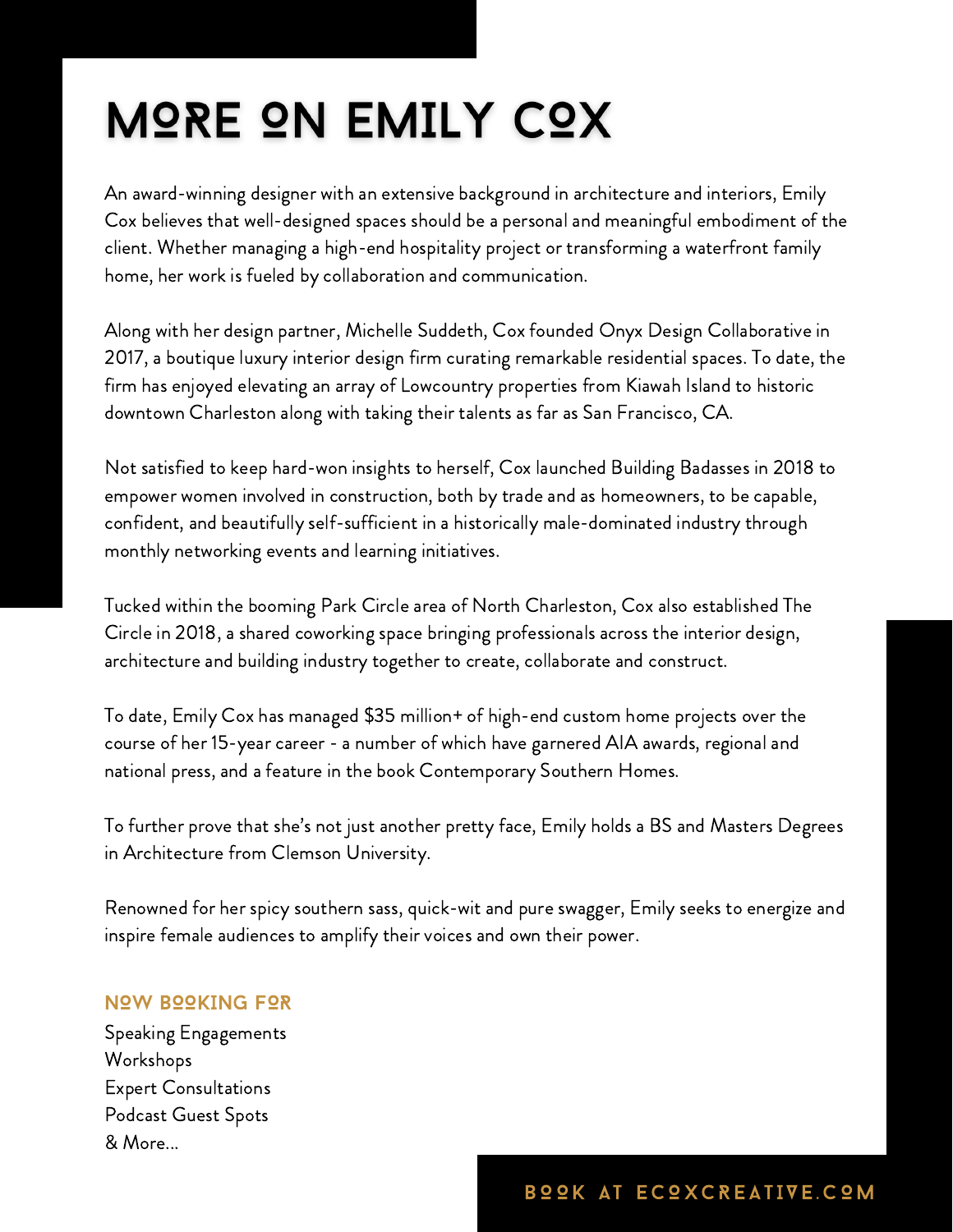# MORE ON EMILY COX

An award-winning designer with an extensive background in architecture and interiors, Emily Cox believes that well-designed spaces should be a personal and meaningful embodiment of the client. Whether managing a high-end hospitality project or transforming a waterfront family home, her work is fueled by collaboration and communication.

Along with her design partner, Michelle Suddeth, Cox founded Onyx Design Collaborative in 2017, a boutique luxury interior design firm curating remarkable residential spaces. To date, the firm has enjoyed elevating an array of Lowcountry properties from Kiawah Island to historic downtown Charleston along with taking their talents as far as San Francisco, CA.

Not satisfied to keep hard-won insights to herself, Cox launched Building Badasses in 2018 to empower women involved in construction, both by trade and as homeowners, to be capable, confident, and beautifully self-sufficient in a historically male-dominated industry through monthly networking events and learning initiatives.

Tucked within the booming Park Circle area of North Charleston, Cox also established The Circle in 2018, a shared coworking space bringing professionals across the interior design, architecture and building industry together to create, collaborate and construct.

To date, Emily Cox has managed $35 million+ of high-end custom home projects over the course of her 15-year career - a number of which have garnered AIA awards, regional and national press, and a feature in the book Contemporary Southern Homes.

To further prove that she's not just another pretty face, Emily holds a BS and Masters Degrees in Architecture from Clemson University.

Renowned for her spicy southern sass, quick-wit and pure swagger, Emily seeks to energize and inspire female audiences to amplify their voices and own their power.

### NOW BOOKING FOR

Speaking Engagements
Workshops
Expert Consultations
Podcast Guest Spots
& More...

**BOOK AT ECOXCREATIVE.COM**